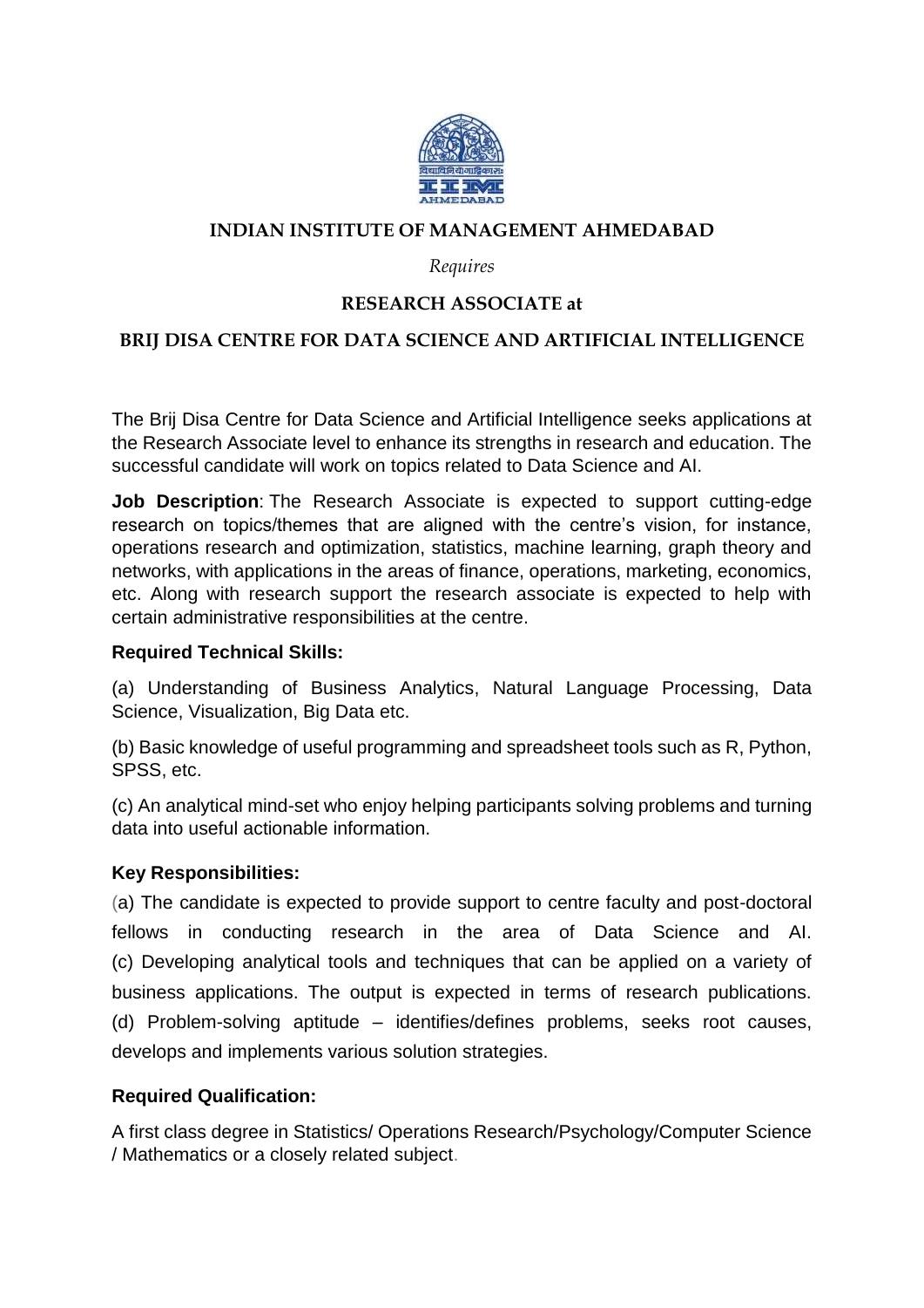# INDIAN INSTITUTE OF MANAGEMENT AHMEDABAD

*Requires*

## RESEARCH ASSOCIATE at

## BRIJ DISA CENTRE FOR DATA SCIENCE AND ARTIFICIAL INTELLIGENCE

The Brij Disa Centre for Data Science and Artificial Intelligence seeks applications at the Research Associate level to enhance its strengths in research and education. The successful candidate will work on topics related to Data Science and AI.

**Job Description**: The Research Associate is expected to support cutting-edge research on topics/themes that are aligned with the centre's vision, for instance, operations research and optimization, statistics, machine learning, graph theory and networks, with applications in the areas of finance, operations, marketing, economics, etc. Along with research support the research associate is expected to help with certain administrative responsibilities at the centre.

**Required Technical Skills:**

(a) Understanding of Business Analytics, Natural Language Processing, Data Science, Visualization, Big Data etc.

(b) Basic knowledge of useful programming and spreadsheet tools such as R, Python, SPSS, etc.

(c) An analytical mind-set who enjoy helping participants solving problems and turning data into useful actionable information.

**Key Responsibilities:**

(a) The candidate is expected to provide support to centre faculty and post-doctoral fellows in conducting research in the area of Data Science and AI.
(c) Developing analytical tools and techniques that can be applied on a variety of business applications. The output is expected in terms of research publications.
(d) Problem-solving aptitude – identifies/defines problems, seeks root causes, develops and implements various solution strategies.

**Required Qualification:**

A first class degree in Statistics/ Operations Research/Psychology/Computer Science / Mathematics or a closely related subject.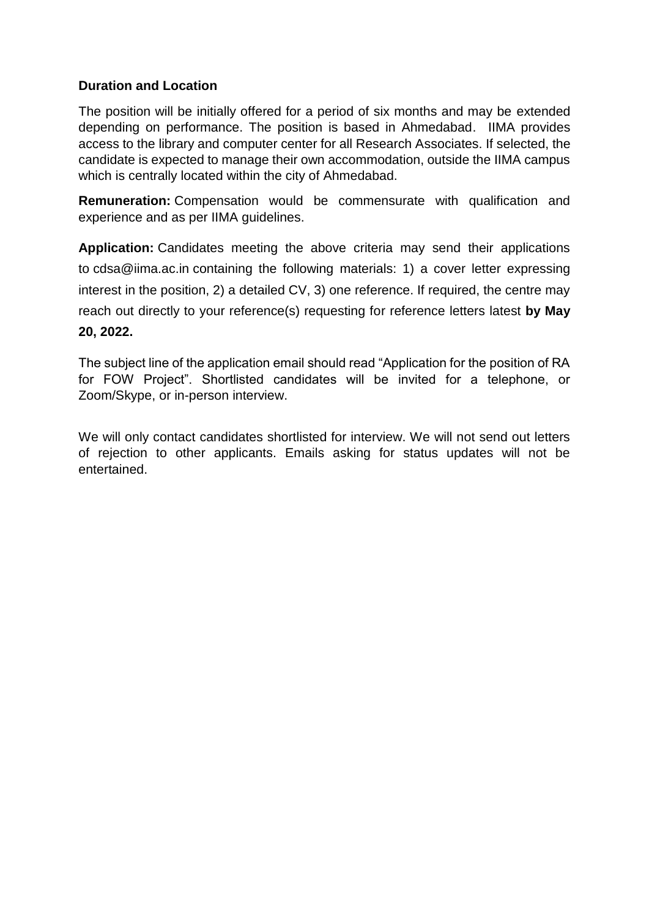**Duration and Location**

The position will be initially offered for a period of six months and may be extended depending on performance. The position is based in Ahmedabad. IIMA provides access to the library and computer center for all Research Associates. If selected, the candidate is expected to manage their own accommodation, outside the IIMA campus which is centrally located within the city of Ahmedabad.

**Remuneration:** Compensation would be commensurate with qualification and experience and as per IIMA guidelines.

**Application:** Candidates meeting the above criteria may send their applications to cdsa@iima.ac.in containing the following materials: 1) a cover letter expressing interest in the position, 2) a detailed CV, 3) one reference. If required, the centre may reach out directly to your reference(s) requesting for reference letters latest **by May 20, 2022.**

The subject line of the application email should read "Application for the position of RA for FOW Project". Shortlisted candidates will be invited for a telephone, or Zoom/Skype, or in-person interview.

We will only contact candidates shortlisted for interview. We will not send out letters of rejection to other applicants. Emails asking for status updates will not be entertained.